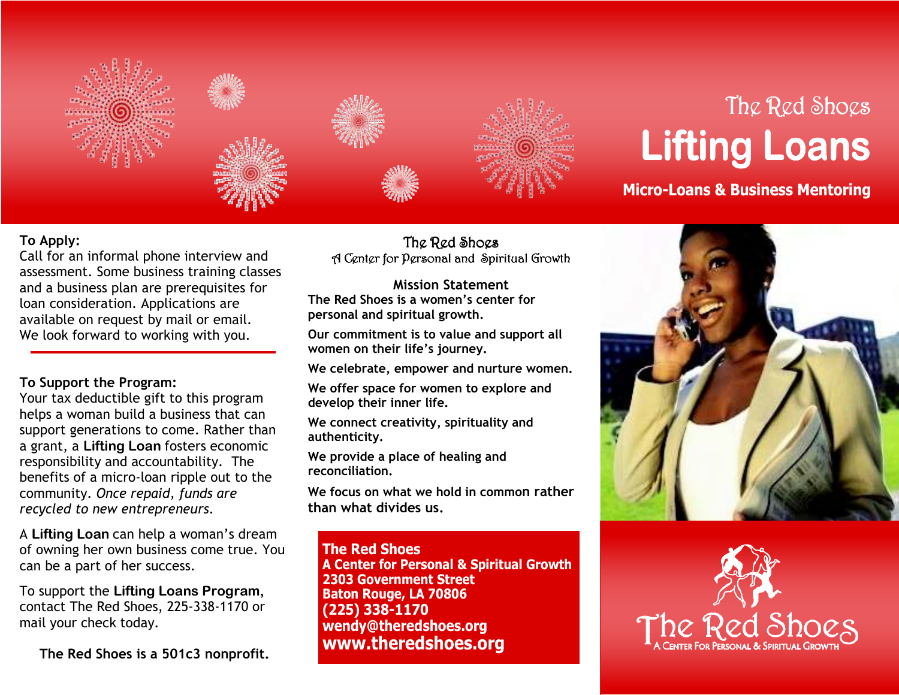# The Red Shoes

# Lifting Loans

## Micro-Loans & Business Mentoring

**To Apply:**

Call for an informal phone interview and assessment. Some business training classes and a business plan are prerequisites for loan consideration. Applications are available on request by mail or email. We look forward to working with you.

---

**To Support the Program:**

Your tax deductible gift to this program helps a woman build a business that can support generations to come. Rather than a grant, a **Lifting Loan** fosters economic responsibility and accountability. The benefits of a micro-loan ripple out to the community. *Once repaid, funds are recycled to new entrepreneurs.*

A **Lifting Loan** can help a woman's dream of owning her own business come true. You can be a part of her success.

To support the **Lifting Loans Program,** contact The Red Shoes, 225-338-1170 or mail your check today.

**The Red Shoes is a 501c3 nonprofit.**

The Red Shoes
A Center for Personal and Spiritual Growth

**Mission Statement**

**The Red Shoes is a women's center for personal and spiritual growth.**

**Our commitment is to value and support all women on their life's journey.**

**We celebrate, empower and nurture women.**

**We offer space for women to explore and develop their inner life.**

**We connect creativity, spirituality and authenticity.**

**We provide a place of healing and reconciliation.**

**We focus on what we hold in common rather than what divides us.**

**The Red Shoes**
**A Center for Personal & Spiritual Growth**
**2303 Government Street**
**Baton Rouge, LA 70806**
**(225) 338-1170**
**wendy@theredshoes.org**
**www.theredshoes.org**

The Red Shoes
A Center For Personal & Spiritual Growth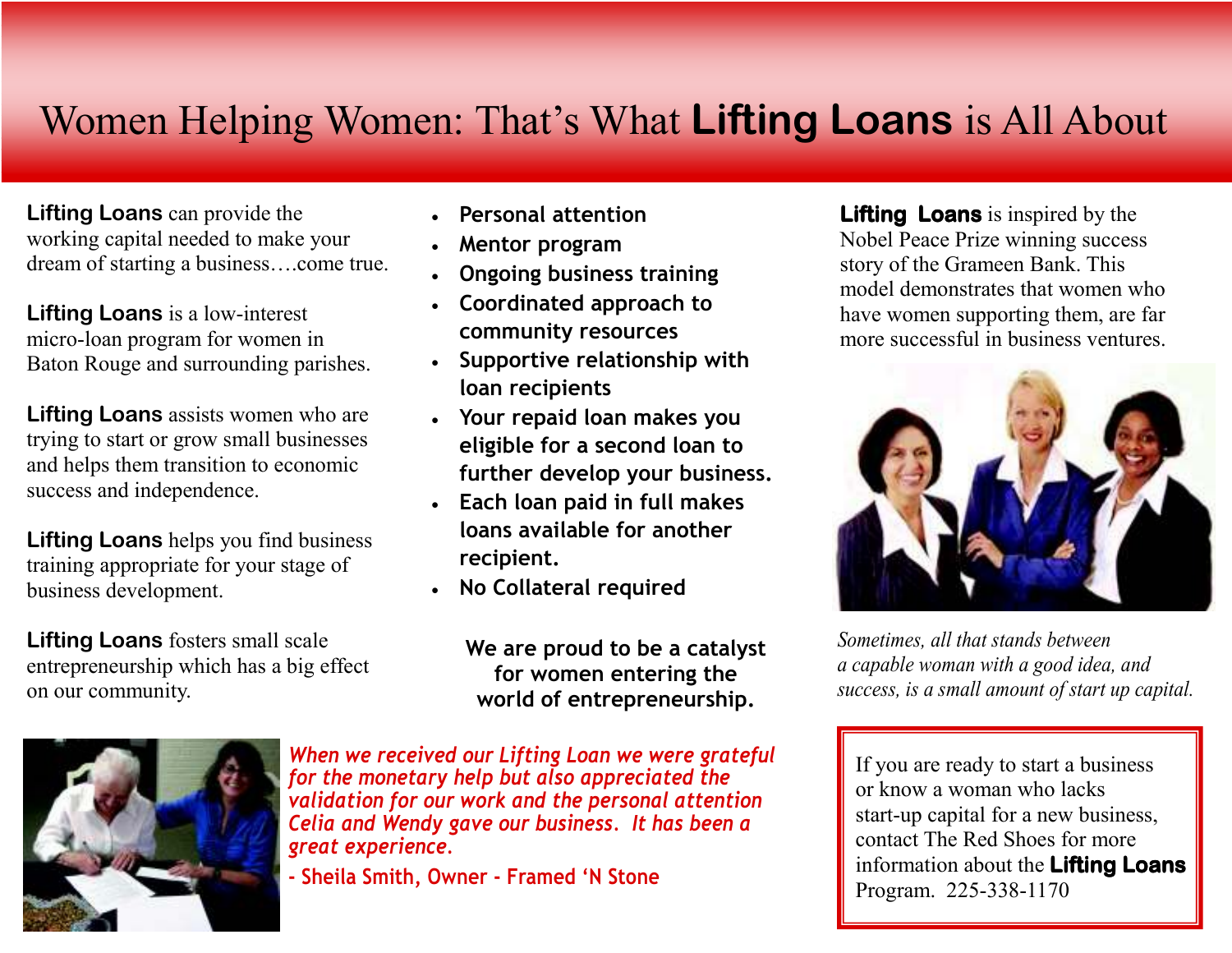# Women Helping Women: That's What **Lifting Loans** is All About

**Lifting Loans** can provide the working capital needed to make your dream of starting a business….come true.

**Lifting Loans** is a low-interest micro-loan program for women in Baton Rouge and surrounding parishes.

**Lifting Loans** assists women who are trying to start or grow small businesses and helps them transition to economic success and independence.

**Lifting Loans** helps you find business training appropriate for your stage of business development.

**Lifting Loans** fosters small scale entrepreneurship which has a big effect on our community.

- **Personal attention**
- **Mentor program**
- **Ongoing business training**
- **Coordinated approach to community resources**
- **Supportive relationship with loan recipients**
- **Your repaid loan makes you eligible for a second loan to further develop your business.**
- **Each loan paid in full makes loans available for another recipient.**
- **No Collateral required**

**We are proud to be a catalyst for women entering the world of entrepreneurship.**

**Lifting Loans** is inspired by the Nobel Peace Prize winning success story of the Grameen Bank. This model demonstrates that women who have women supporting them, are far more successful in business ventures.

*Sometimes, all that stands between a capable woman with a good idea, and success, is a small amount of start up capital.*

*When we received our Lifting Loan we were grateful for the monetary help but also appreciated the validation for our work and the personal attention Celia and Wendy gave our business. It has been a great experience.*

- Sheila Smith, Owner - Framed 'N Stone

If you are ready to start a business or know a woman who lacks start-up capital for a new business, contact The Red Shoes for more information about the **Lifting Loans** Program. 225-338-1170